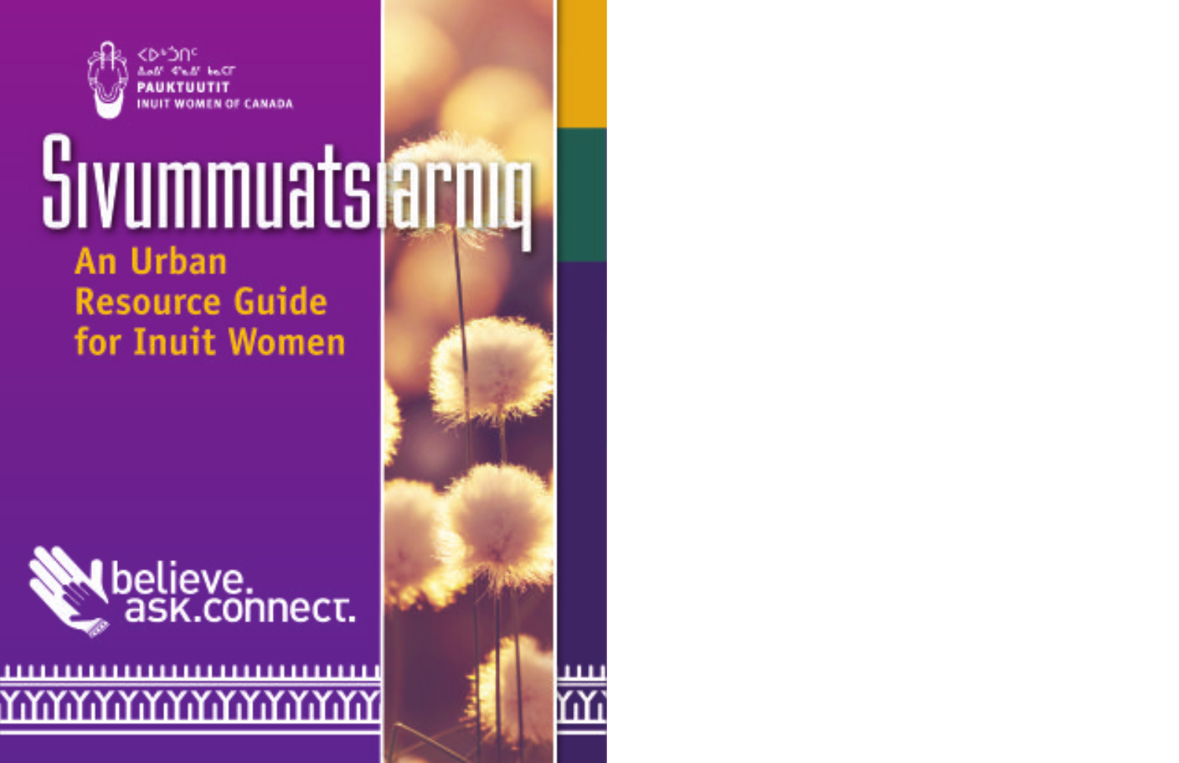ᐸᐅᒃᑑᑎᑦ
ᐃᓄᐃᑦ ᐊᕐᓇᐃᑦ ᑲᓇᑕᒥ
PAUKTUUTIT
INUIT WOMEN OF CANADA

# Sivummuatsiarniq

## An Urban Resource Guide for Inuit Women

believe. ask. connect.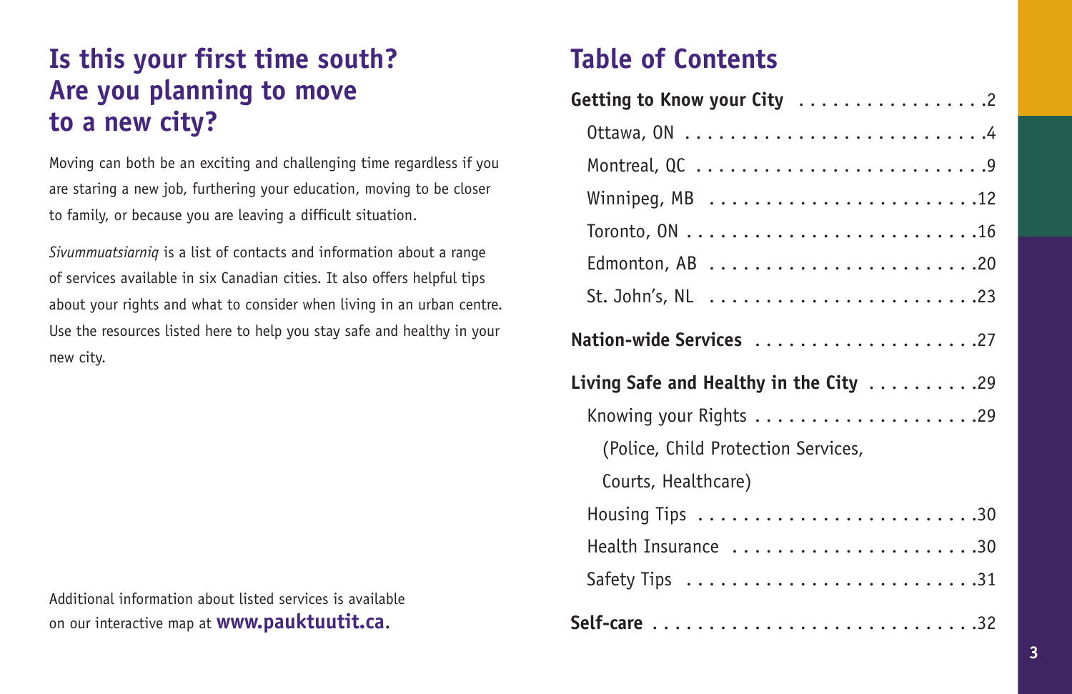## Is this your first time south? Are you planning to move to a new city?

Moving can both be an exciting and challenging time regardless if you are staring a new job, furthering your education, moving to be closer to family, or because you are leaving a difficult situation.

*Sivummuatsiarniq* is a list of contacts and information about a range of services available in six Canadian cities. It also offers helpful tips about your rights and what to consider when living in an urban centre. Use the resources listed here to help you stay safe and healthy in your new city.

Additional information about listed services is available on our interactive map at **www.pauktuutit.ca**.

## Table of Contents

**Getting to Know your City** . . . . . . . . . . . . . . . . .2
- Ottawa, ON . . . . . . . . . . . . . . . . . . . . . . . . . .4
- Montreal, QC . . . . . . . . . . . . . . . . . . . . . . . . .9
- Winnipeg, MB . . . . . . . . . . . . . . . . . . . . . . . .12
- Toronto, ON . . . . . . . . . . . . . . . . . . . . . . . . . .16
- Edmonton, AB . . . . . . . . . . . . . . . . . . . . . . . .20
- St. John's, NL . . . . . . . . . . . . . . . . . . . . . . . .23

**Nation-wide Services** . . . . . . . . . . . . . . . . . . . .27

**Living Safe and Healthy in the City** . . . . . . . . . .29
- Knowing your Rights . . . . . . . . . . . . . . . . . . . .29
  (Police, Child Protection Services, Courts, Healthcare)
- Housing Tips . . . . . . . . . . . . . . . . . . . . . . . . .30
- Health Insurance . . . . . . . . . . . . . . . . . . . . . .30
- Safety Tips . . . . . . . . . . . . . . . . . . . . . . . . . .31

**Self-care** . . . . . . . . . . . . . . . . . . . . . . . . . . . .32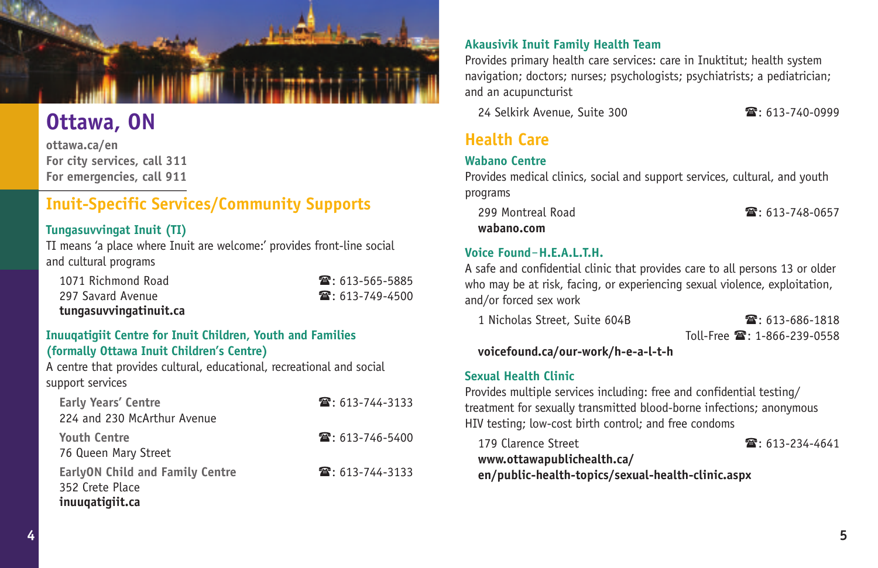# Ottawa, ON

**ottawa.ca/en**
**For city services, call 311**
**For emergencies, call 911**

## Inuit-Specific Services/Community Supports

### Tungasuvvingat Inuit (TI)

TI means 'a place where Inuit are welcome:' provides front-line social and cultural programs

1071 Richmond Road ☎: 613-565-5885
297 Savard Avenue ☎: 613-749-4500
**tungasuvvingatinuit.ca**

### Inuuqatigiit Centre for Inuit Children, Youth and Families (formally Ottawa Inuit Children's Centre)

A centre that provides cultural, educational, recreational and social support services

**Early Years' Centre** ☎: 613-744-3133
224 and 230 McArthur Avenue

**Youth Centre** ☎: 613-746-5400
76 Queen Mary Street

**EarlyON Child and Family Centre** ☎: 613-744-3133
352 Crete Place
**inuuqatigiit.ca**

### Akausivik Inuit Family Health Team

Provides primary health care services: care in Inuktitut; health system navigation; doctors; nurses; psychologists; psychiatrists; a pediatrician; and an acupuncturist

24 Selkirk Avenue, Suite 300 ☎: 613-740-0999

## Health Care

### Wabano Centre

Provides medical clinics, social and support services, cultural, and youth programs

299 Montreal Road ☎: 613-748-0657
**wabano.com**

### Voice Found–H.E.A.L.T.H.

A safe and confidential clinic that provides care to all persons 13 or older who may be at risk, facing, or experiencing sexual violence, exploitation, and/or forced sex work

1 Nicholas Street, Suite 604B ☎: 613-686-1818
Toll-Free ☎: 1-866-239-0558
**voicefound.ca/our-work/h-e-a-l-t-h**

### Sexual Health Clinic

Provides multiple services including: free and confidential testing/treatment for sexually transmitted blood-borne infections; anonymous HIV testing; low-cost birth control; and free condoms

179 Clarence Street ☎: 613-234-4641
**www.ottawapublichealth.ca/en/public-health-topics/sexual-health-clinic.aspx**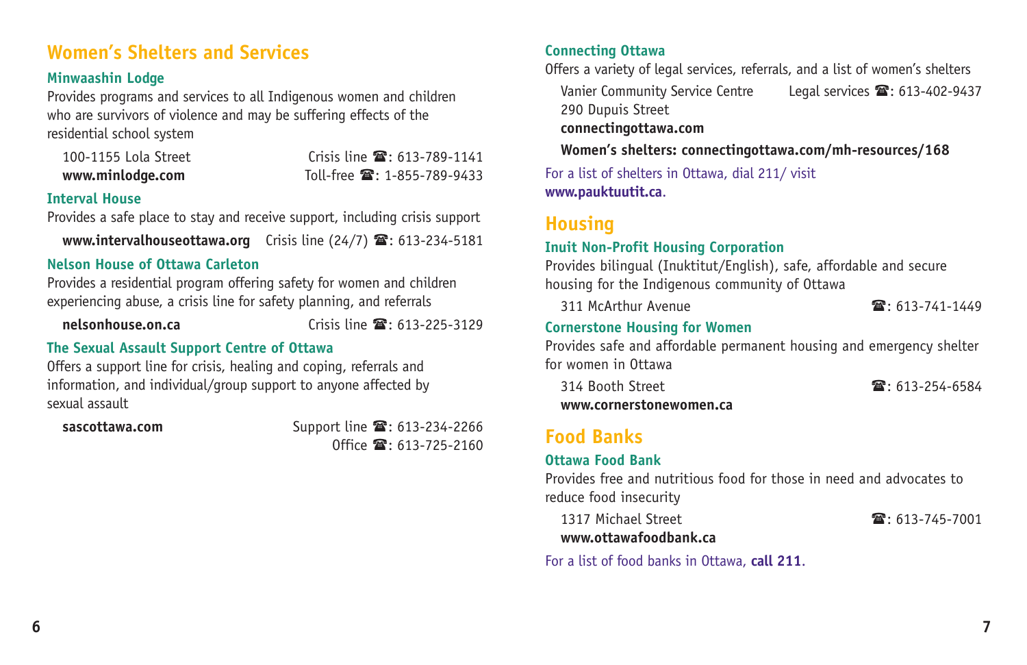## Women's Shelters and Services

### Minwaashin Lodge

Provides programs and services to all Indigenous women and children who are survivors of violence and may be suffering effects of the residential school system

100-1155 Lola Street
**www.minlodge.com**

Crisis line ☎: 613-789-1141
Toll-free ☎: 1-855-789-9433

### Interval House

Provides a safe place to stay and receive support, including crisis support

**www.intervalhouseottawa.org** Crisis line (24/7) ☎: 613-234-5181

### Nelson House of Ottawa Carleton

Provides a residential program offering safety for women and children experiencing abuse, a crisis line for safety planning, and referrals

**nelsonhouse.on.ca** Crisis line ☎: 613-225-3129

### The Sexual Assault Support Centre of Ottawa

Offers a support line for crisis, healing and coping, referrals and information, and individual/group support to anyone affected by sexual assault

**sascottawa.com**

Support line ☎: 613-234-2266
Office ☎: 613-725-2160

### Connecting Ottawa

Offers a variety of legal services, referrals, and a list of women's shelters

Vanier Community Service Centre
290 Dupuis Street
**connectingottawa.com**

Legal services ☎: 613-402-9437

**Women's shelters: connectingottawa.com/mh-resources/168**

For a list of shelters in Ottawa, dial 211/ visit **www.pauktuutit.ca**.

## Housing

### Inuit Non-Profit Housing Corporation

Provides bilingual (Inuktitut/English), safe, affordable and secure housing for the Indigenous community of Ottawa

311 McArthur Avenue ☎: 613-741-1449

### Cornerstone Housing for Women

Provides safe and affordable permanent housing and emergency shelter for women in Ottawa

314 Booth Street ☎: 613-254-6584
**www.cornerstonewomen.ca**

## Food Banks

### Ottawa Food Bank

Provides free and nutritious food for those in need and advocates to reduce food insecurity

1317 Michael Street ☎: 613-745-7001
**www.ottawafoodbank.ca**

For a list of food banks in Ottawa, **call 211**.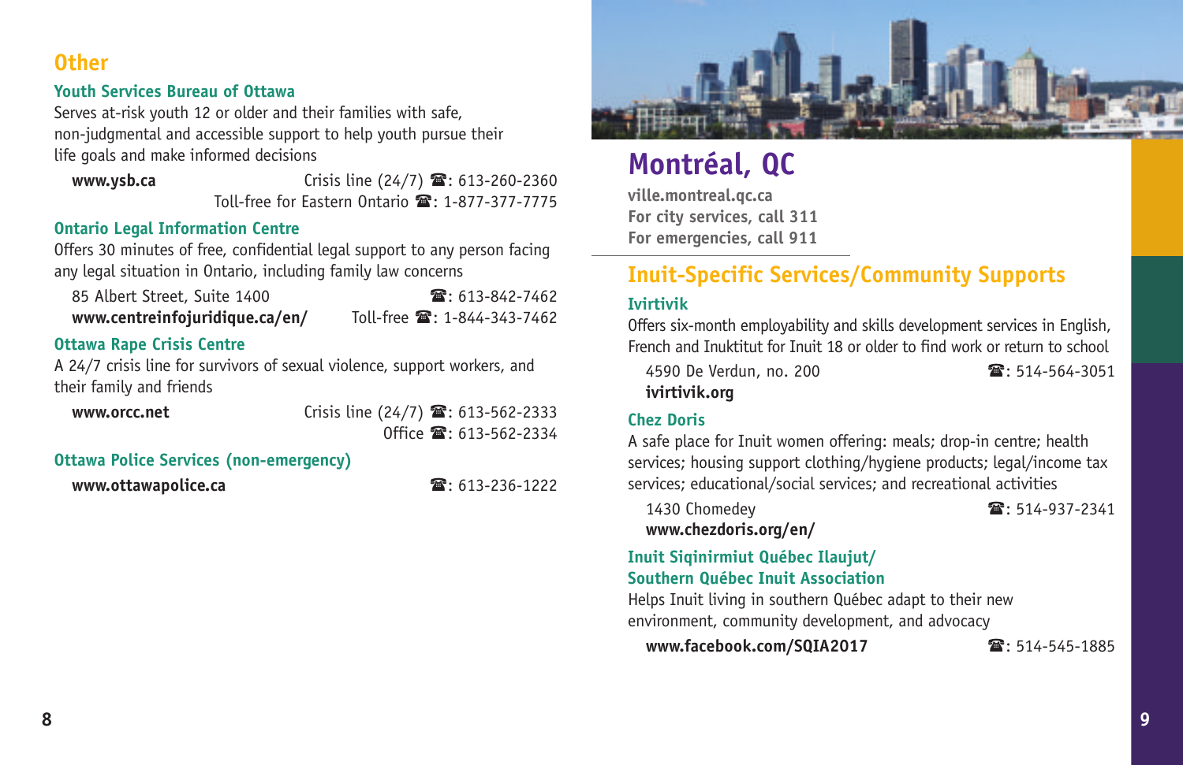## Other

### Youth Services Bureau of Ottawa

Serves at-risk youth 12 or older and their families with safe, non-judgmental and accessible support to help youth pursue their life goals and make informed decisions

**www.ysb.ca**
Crisis line (24/7) ☎: 613-260-2360
Toll-free for Eastern Ontario ☎: 1-877-377-7775

### Ontario Legal Information Centre

Offers 30 minutes of free, confidential legal support to any person facing any legal situation in Ontario, including family law concerns

85 Albert Street, Suite 1400 ☎: 613-842-7462
**www.centreinfojuridique.ca/en/** Toll-free ☎: 1-844-343-7462

### Ottawa Rape Crisis Centre

A 24/7 crisis line for survivors of sexual violence, support workers, and their family and friends

**www.orcc.net**
Crisis line (24/7) ☎: 613-562-2333
Office ☎: 613-562-2334

### Ottawa Police Services (non-emergency)

**www.ottawapolice.ca** ☎: 613-236-1222

# Montréal, QC

**ville.montreal.qc.ca**
**For city services, call 311**
**For emergencies, call 911**

## Inuit-Specific Services/Community Supports

### Ivirtivik

Offers six-month employability and skills development services in English, French and Inuktitut for Inuit 18 or older to find work or return to school

4590 De Verdun, no. 200 ☎: 514-564-3051
**ivirtivik.org**

### Chez Doris

A safe place for Inuit women offering: meals; drop-in centre; health services; housing support clothing/hygiene products; legal/income tax services; educational/social services; and recreational activities

1430 Chomedey ☎: 514-937-2341
**www.chezdoris.org/en/**

### Inuit Siqinirmiut Québec Ilaujut/ Southern Québec Inuit Association

Helps Inuit living in southern Québec adapt to their new environment, community development, and advocacy

**www.facebook.com/SQIA2017** ☎: 514-545-1885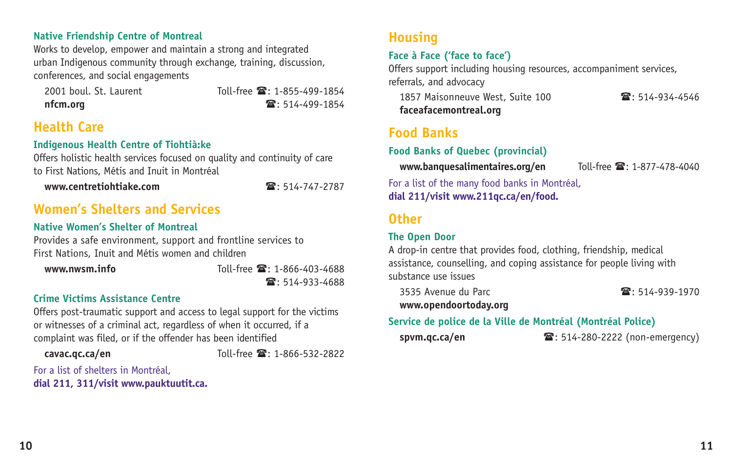### Native Friendship Centre of Montreal

Works to develop, empower and maintain a strong and integrated urban Indigenous community through exchange, training, discussion, conferences, and social engagements

2001 boul. St. Laurent
**nfcm.org**
Toll-free ☎: 1-855-499-1854
☎: 514-499-1854

## Health Care

### Indigenous Health Centre of Tiohtià:ke

Offers holistic health services focused on quality and continuity of care to First Nations, Métis and Inuit in Montréal

**www.centretiohtiake.com**
☎: 514-747-2787

## Women's Shelters and Services

### Native Women's Shelter of Montreal

Provides a safe environment, support and frontline services to First Nations, Inuit and Métis women and children

**www.nwsm.info**
Toll-free ☎: 1-866-403-4688
☎: 514-933-4688

### Crime Victims Assistance Centre

Offers post-traumatic support and access to legal support for the victims or witnesses of a criminal act, regardless of when it occurred, if a complaint was filed, or if the offender has been identified

**cavac.qc.ca/en**
Toll-free ☎: 1-866-532-2822

For a list of shelters in Montréal,
**dial 211, 311/visit www.pauktuutit.ca.**

## Housing

### Face à Face ('face to face')

Offers support including housing resources, accompaniment services, referrals, and advocacy

1857 Maisonneuve West, Suite 100
**faceafacemontreal.org**
☎: 514-934-4546

## Food Banks

### Food Banks of Quebec (provincial)

**www.banquesalimentaires.org/en**
Toll-free ☎: 1-877-478-4040

For a list of the many food banks in Montréal,
**dial 211/visit www.211qc.ca/en/food.**

## Other

### The Open Door

A drop-in centre that provides food, clothing, friendship, medical assistance, counselling, and coping assistance for people living with substance use issues

3535 Avenue du Parc
**www.opendoortoday.org**
☎: 514-939-1970

### Service de police de la Ville de Montréal (Montréal Police)

**spvm.qc.ca/en**
☎: 514-280-2222 (non-emergency)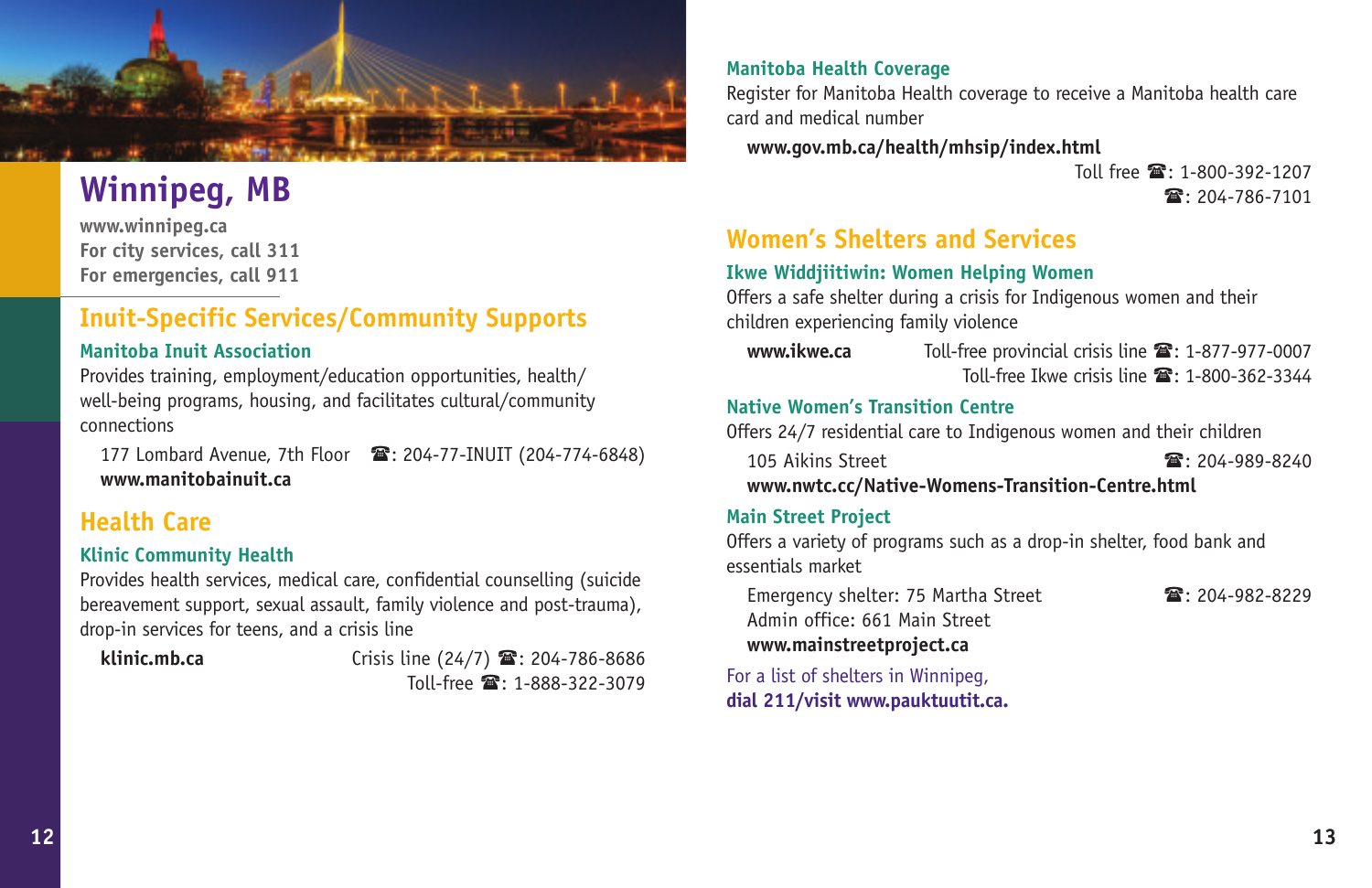# Winnipeg, MB

**www.winnipeg.ca**
**For city services, call 311**
**For emergencies, call 911**

## Inuit-Specific Services/Community Supports

### Manitoba Inuit Association

Provides training, employment/education opportunities, health/well-being programs, housing, and facilitates cultural/community connections

177 Lombard Avenue, 7th Floor ☎: 204-77-INUIT (204-774-6848)
**www.manitobainuit.ca**

## Health Care

### Klinic Community Health

Provides health services, medical care, confidential counselling (suicide bereavement support, sexual assault, family violence and post-trauma), drop-in services for teens, and a crisis line

**klinic.mb.ca**
Crisis line (24/7) ☎: 204-786-8686
Toll-free ☎: 1-888-322-3079

### Manitoba Health Coverage

Register for Manitoba Health coverage to receive a Manitoba health care card and medical number

**www.gov.mb.ca/health/mhsip/index.html**
Toll free ☎: 1-800-392-1207
☎: 204-786-7101

## Women's Shelters and Services

### Ikwe Widdjiitiwin: Women Helping Women

Offers a safe shelter during a crisis for Indigenous women and their children experiencing family violence

**www.ikwe.ca**
Toll-free provincial crisis line ☎: 1-877-977-0007
Toll-free Ikwe crisis line ☎: 1-800-362-3344

### Native Women's Transition Centre

Offers 24/7 residential care to Indigenous women and their children

105 Aikins Street ☎: 204-989-8240
**www.nwtc.cc/Native-Womens-Transition-Centre.html**

### Main Street Project

Offers a variety of programs such as a drop-in shelter, food bank and essentials market

Emergency shelter: 75 Martha Street ☎: 204-982-8229
Admin office: 661 Main Street
**www.mainstreetproject.ca**

For a list of shelters in Winnipeg,
**dial 211/visit www.pauktuutit.ca.**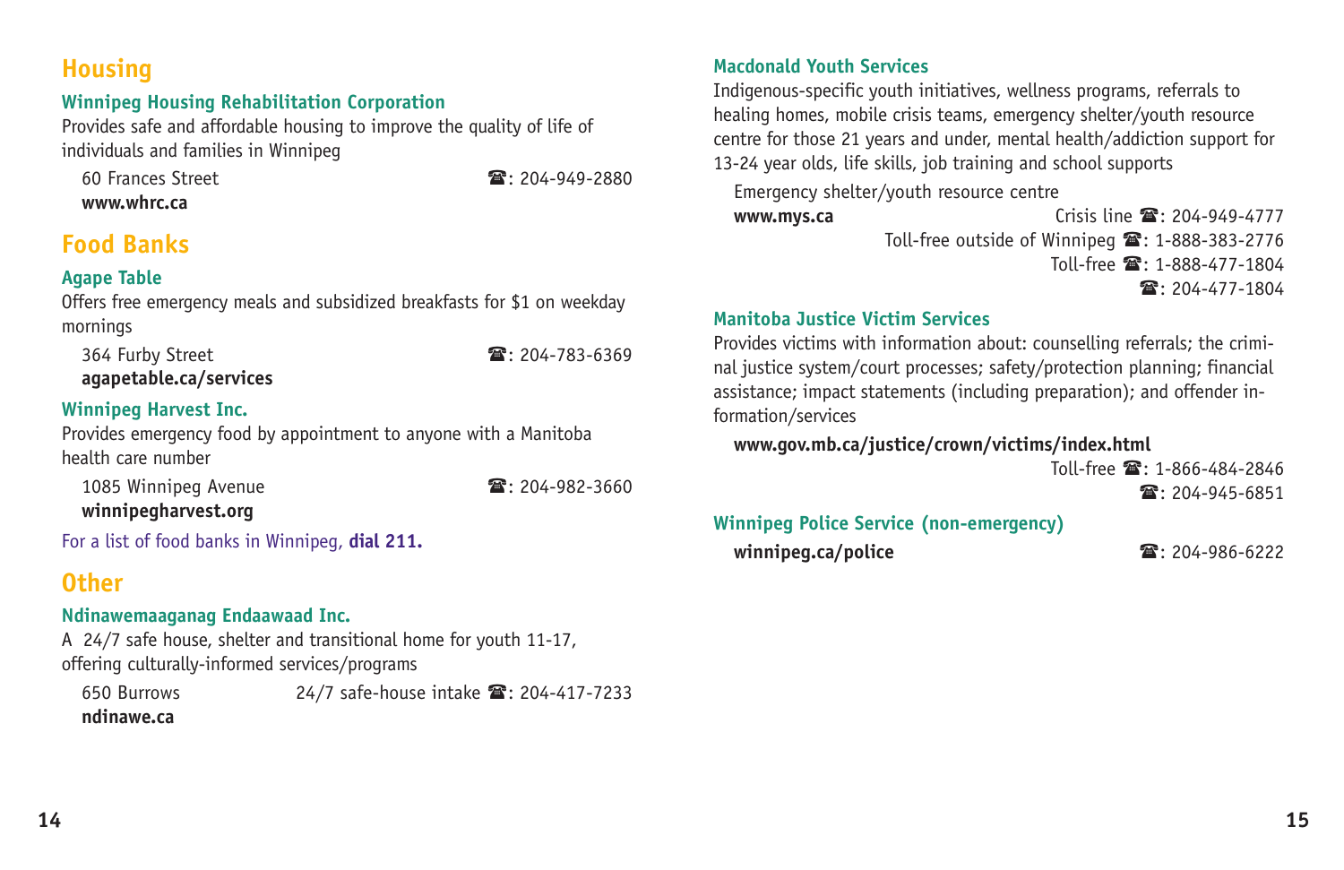## Housing

### Winnipeg Housing Rehabilitation Corporation

Provides safe and affordable housing to improve the quality of life of individuals and families in Winnipeg

60 Frances Street ☎: 204-949-2880
**www.whrc.ca**

## Food Banks

### Agape Table

Offers free emergency meals and subsidized breakfasts for $1 on weekday mornings

364 Furby Street ☎: 204-783-6369
**agapetable.ca/services**

### Winnipeg Harvest Inc.

Provides emergency food by appointment to anyone with a Manitoba health care number

1085 Winnipeg Avenue ☎: 204-982-3660
**winnipegharvest.org**

For a list of food banks in Winnipeg, **dial 211.**

## Other

### Ndinawemaaganag Endaawaad Inc.

A 24/7 safe house, shelter and transitional home for youth 11-17, offering culturally-informed services/programs

650 Burrows 24/7 safe-house intake ☎: 204-417-7233
**ndinawe.ca**

### Macdonald Youth Services

Indigenous-specific youth initiatives, wellness programs, referrals to healing homes, mobile crisis teams, emergency shelter/youth resource centre for those 21 years and under, mental health/addiction support for 13-24 year olds, life skills, job training and school supports

Emergency shelter/youth resource centre
**www.mys.ca**
Crisis line ☎: 204-949-4777
Toll-free outside of Winnipeg ☎: 1-888-383-2776
Toll-free ☎: 1-888-477-1804
☎: 204-477-1804

### Manitoba Justice Victim Services

Provides victims with information about: counselling referrals; the criminal justice system/court processes; safety/protection planning; financial assistance; impact statements (including preparation); and offender information/services

**www.gov.mb.ca/justice/crown/victims/index.html**
Toll-free ☎: 1-866-484-2846
☎: 204-945-6851

### Winnipeg Police Service (non-emergency)

**winnipeg.ca/police** ☎: 204-986-6222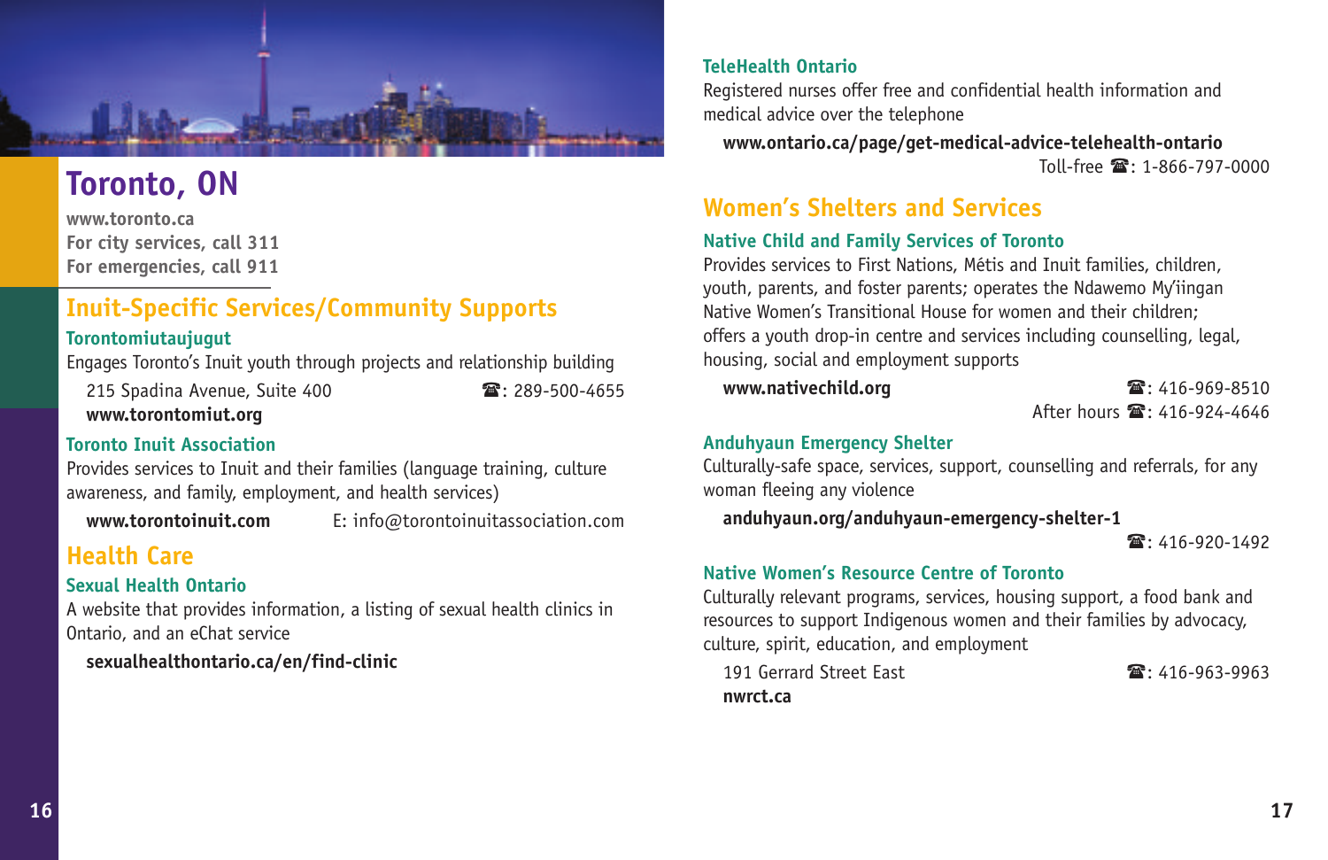# Toronto, ON

**www.toronto.ca**
**For city services, call 311**
**For emergencies, call 911**

## Inuit-Specific Services/Community Supports

### Torontomiutaujugut

Engages Toronto's Inuit youth through projects and relationship building

215 Spadina Avenue, Suite 400 ☎: 289-500-4655
**www.torontomiut.org**

### Toronto Inuit Association

Provides services to Inuit and their families (language training, culture awareness, and family, employment, and health services)

**www.torontoinuit.com** E: info@torontoinuitassociation.com

## Health Care

### Sexual Health Ontario

A website that provides information, a listing of sexual health clinics in Ontario, and an eChat service

**sexualhealthontario.ca/en/find-clinic**

### TeleHealth Ontario

Registered nurses offer free and confidential health information and medical advice over the telephone

**www.ontario.ca/page/get-medical-advice-telehealth-ontario**
Toll-free ☎: 1-866-797-0000

## Women's Shelters and Services

### Native Child and Family Services of Toronto

Provides services to First Nations, Métis and Inuit families, children, youth, parents, and foster parents; operates the Ndawemo My'iingan Native Women's Transitional House for women and their children; offers a youth drop-in centre and services including counselling, legal, housing, social and employment supports

**www.nativechild.org** ☎: 416-969-8510
After hours ☎: 416-924-4646

### Anduhyaun Emergency Shelter

Culturally-safe space, services, support, counselling and referrals, for any woman fleeing any violence

**anduhyaun.org/anduhyaun-emergency-shelter-1**
☎: 416-920-1492

### Native Women's Resource Centre of Toronto

Culturally relevant programs, services, housing support, a food bank and resources to support Indigenous women and their families by advocacy, culture, spirit, education, and employment

191 Gerrard Street East ☎: 416-963-9963
**nwrct.ca**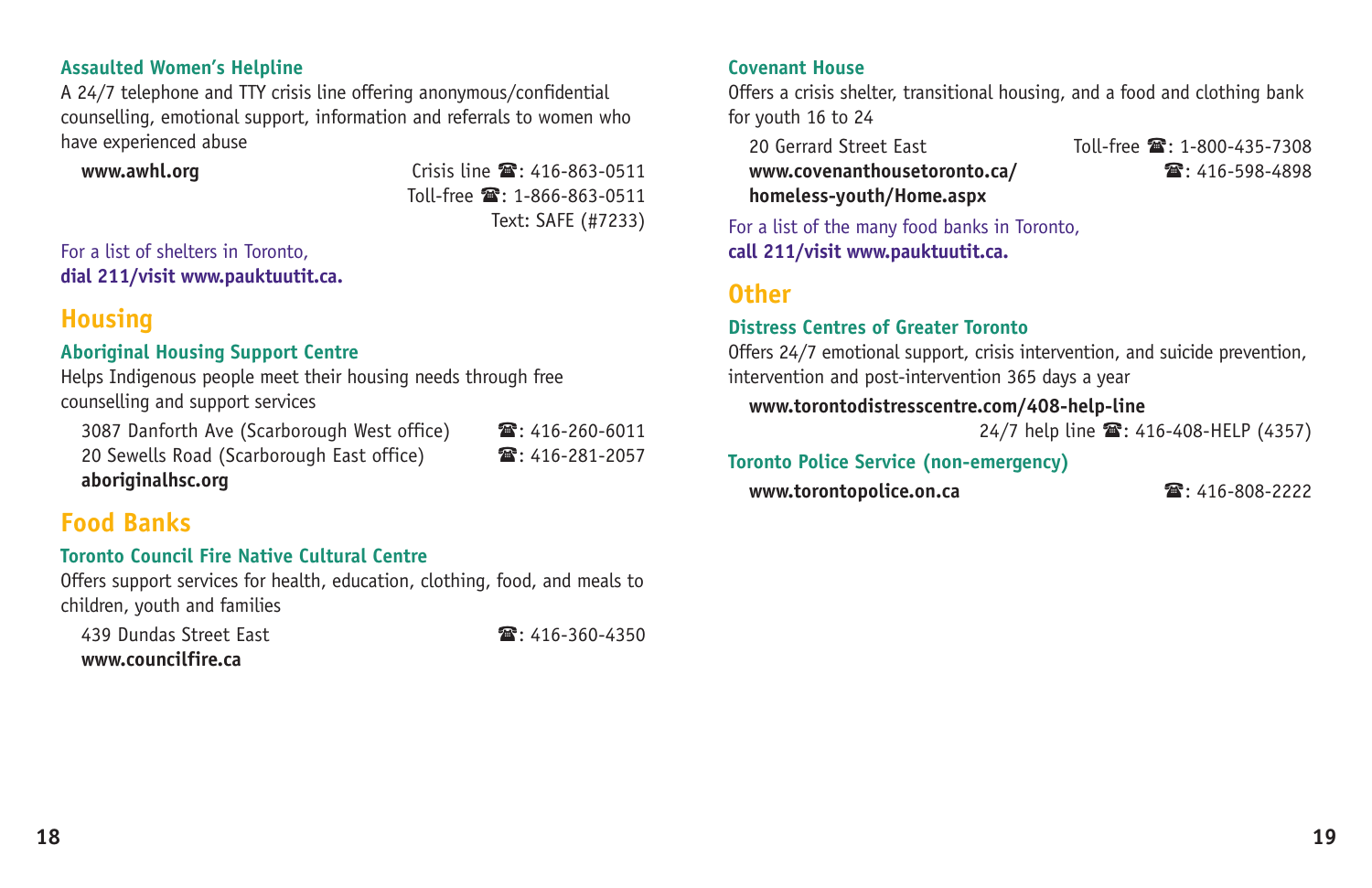### Assaulted Women's Helpline

A 24/7 telephone and TTY crisis line offering anonymous/confidential counselling, emotional support, information and referrals to women who have experienced abuse

**www.awhl.org**
Crisis line ☎: 416-863-0511
Toll-free ☎: 1-866-863-0511
Text: SAFE (#7233)

For a list of shelters in Toronto,
**dial 211/visit www.pauktuutit.ca.**

## Housing

### Aboriginal Housing Support Centre

Helps Indigenous people meet their housing needs through free counselling and support services

3087 Danforth Ave (Scarborough West office) ☎: 416-260-6011
20 Sewells Road (Scarborough East office) ☎: 416-281-2057
**aboriginalhsc.org**

## Food Banks

### Toronto Council Fire Native Cultural Centre

Offers support services for health, education, clothing, food, and meals to children, youth and families

439 Dundas Street East ☎: 416-360-4350
**www.councilfire.ca**

### Covenant House

Offers a crisis shelter, transitional housing, and a food and clothing bank for youth 16 to 24

20 Gerrard Street East
**www.covenanthousetoronto.ca/homeless-youth/Home.aspx**
Toll-free ☎: 1-800-435-7308
☎: 416-598-4898

For a list of the many food banks in Toronto,
**call 211/visit www.pauktuutit.ca.**

## Other

### Distress Centres of Greater Toronto

Offers 24/7 emotional support, crisis intervention, and suicide prevention, intervention and post-intervention 365 days a year

**www.torontodistresscentre.com/408-help-line**
24/7 help line ☎: 416-408-HELP (4357)

### Toronto Police Service (non-emergency)

**www.torontopolice.on.ca** ☎: 416-808-2222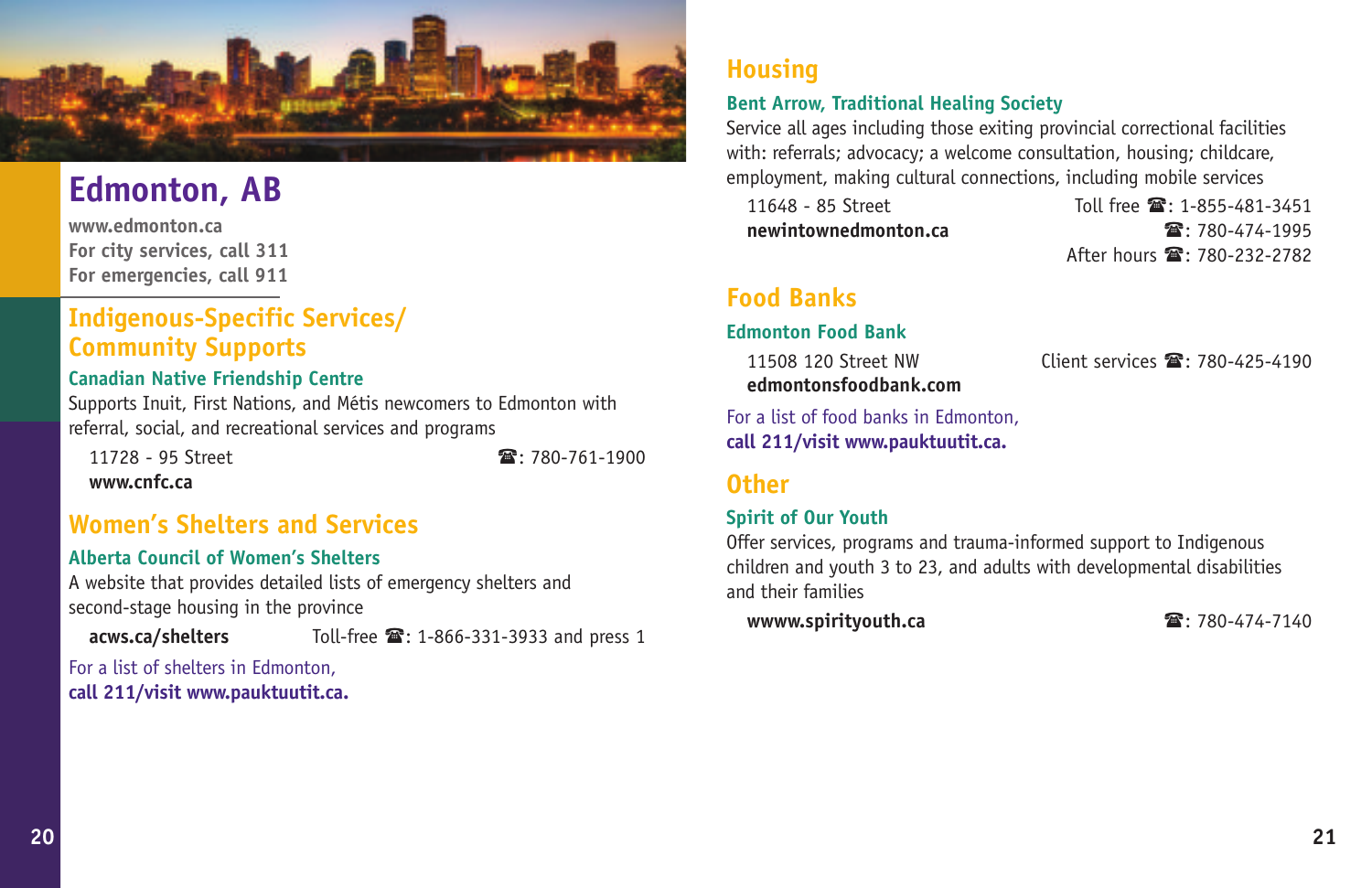# Edmonton, AB

**www.edmonton.ca**
**For city services, call 311**
**For emergencies, call 911**

## Indigenous-Specific Services/ Community Supports

### Canadian Native Friendship Centre

Supports Inuit, First Nations, and Métis newcomers to Edmonton with referral, social, and recreational services and programs

11728 - 95 Street
☎: 780-761-1900
**www.cnfc.ca**

## Women's Shelters and Services

### Alberta Council of Women's Shelters

A website that provides detailed lists of emergency shelters and second-stage housing in the province

**acws.ca/shelters**
Toll-free ☎: 1-866-331-3933 and press 1

For a list of shelters in Edmonton,
**call 211/visit www.pauktuutit.ca.**

## Housing

### Bent Arrow, Traditional Healing Society

Service all ages including those exiting provincial correctional facilities with: referrals; advocacy; a welcome consultation, housing; childcare, employment, making cultural connections, including mobile services

11648 - 85 Street
**newintownedmonton.ca**
Toll free ☎: 1-855-481-3451
☎: 780-474-1995
After hours ☎: 780-232-2782

## Food Banks

### Edmonton Food Bank

11508 120 Street NW
**edmontonsfoodbank.com**
Client services ☎: 780-425-4190

For a list of food banks in Edmonton,
**call 211/visit www.pauktuutit.ca.**

## Other

### Spirit of Our Youth

Offer services, programs and trauma-informed support to Indigenous children and youth 3 to 23, and adults with developmental disabilities and their families

**wwww.spirityouth.ca**
☎: 780-474-7140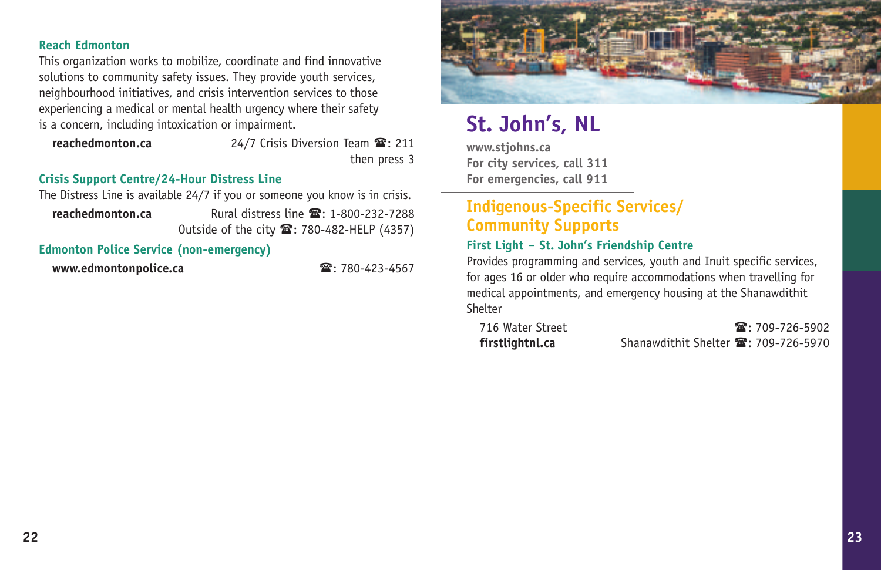### Reach Edmonton

This organization works to mobilize, coordinate and find innovative solutions to community safety issues. They provide youth services, neighbourhood initiatives, and crisis intervention services to those experiencing a medical or mental health urgency where their safety is a concern, including intoxication or impairment.

**reachedmonton.ca** — 24/7 Crisis Diversion Team ☎: 211 then press 3

### Crisis Support Centre/24-Hour Distress Line

The Distress Line is available 24/7 if you or someone you know is in crisis.

**reachedmonton.ca** — Rural distress line ☎: 1-800-232-7288
Outside of the city ☎: 780-482-HELP (4357)

### Edmonton Police Service (non-emergency)

**www.edmontonpolice.ca** — ☎: 780-423-4567

# St. John's, NL

**www.stjohns.ca**
**For city services, call 311**
**For emergencies, call 911**

## Indigenous-Specific Services/ Community Supports

### First Light – St. John's Friendship Centre

Provides programming and services, youth and Inuit specific services, for ages 16 or older who require accommodations when travelling for medical appointments, and emergency housing at the Shanawdithit Shelter

716 Water Street — ☎: 709-726-5902
**firstlightnl.ca** — Shanawdithit Shelter ☎: 709-726-5970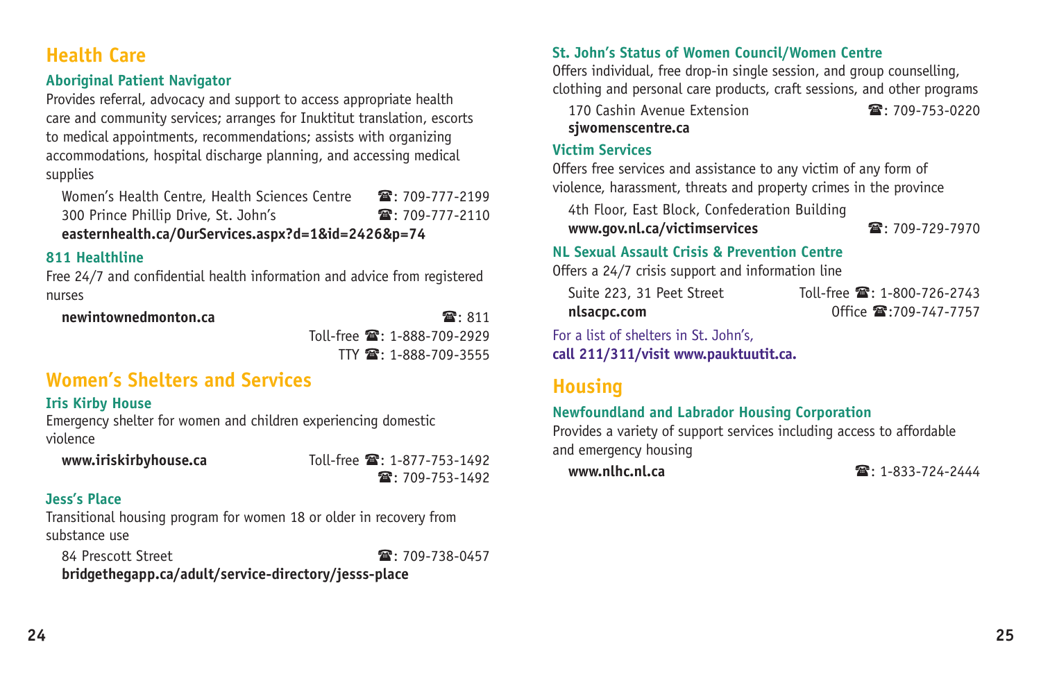## Health Care

### Aboriginal Patient Navigator

Provides referral, advocacy and support to access appropriate health care and community services; arranges for Inuktitut translation, escorts to medical appointments, recommendations; assists with organizing accommodations, hospital discharge planning, and accessing medical supplies

Women's Health Centre, Health Sciences Centre ☎: 709-777-2199
300 Prince Phillip Drive, St. John's ☎: 709-777-2110
**easternhealth.ca/OurServices.aspx?d=1&id=2426&p=74**

### 811 Healthline

Free 24/7 and confidential health information and advice from registered nurses

**newintownedmonton.ca** ☎: 811
Toll-free ☎: 1-888-709-2929
TTY ☎: 1-888-709-3555

## Women's Shelters and Services

### Iris Kirby House

Emergency shelter for women and children experiencing domestic violence

**www.iriskirbyhouse.ca** Toll-free ☎: 1-877-753-1492
☎: 709-753-1492

### Jess's Place

Transitional housing program for women 18 or older in recovery from substance use

84 Prescott Street ☎: 709-738-0457
**bridgethegapp.ca/adult/service-directory/jesss-place**

### St. John's Status of Women Council/Women Centre

Offers individual, free drop-in single session, and group counselling, clothing and personal care products, craft sessions, and other programs

170 Cashin Avenue Extension ☎: 709-753-0220
**sjwomenscentre.ca**

### Victim Services

Offers free services and assistance to any victim of any form of violence, harassment, threats and property crimes in the province

4th Floor, East Block, Confederation Building
**www.gov.nl.ca/victimservices** ☎: 709-729-7970

### NL Sexual Assault Crisis & Prevention Centre

Offers a 24/7 crisis support and information line

Suite 223, 31 Peet Street Toll-free ☎: 1-800-726-2743
**nlsacpc.com** Office ☎:709-747-7757

For a list of shelters in St. John's,
**call 211/311/visit www.pauktuutit.ca.**

## Housing

### Newfoundland and Labrador Housing Corporation

Provides a variety of support services including access to affordable and emergency housing

**www.nlhc.nl.ca** ☎: 1-833-724-2444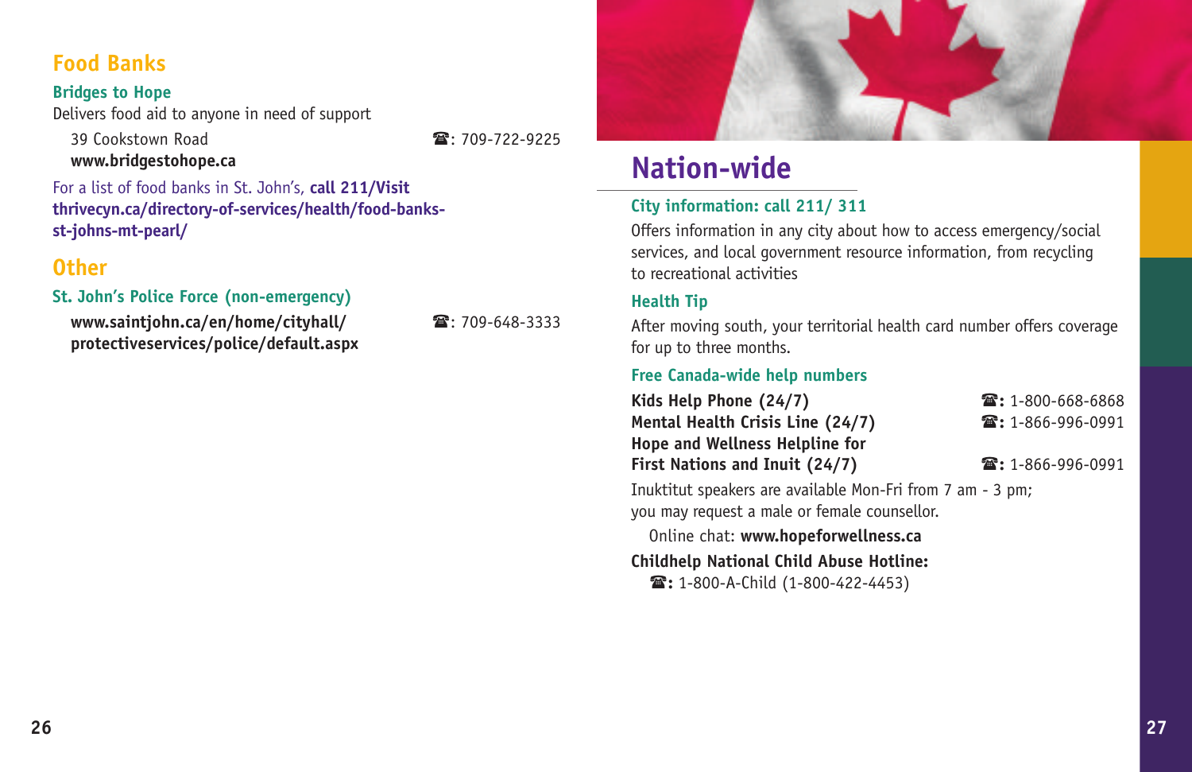## Food Banks

### Bridges to Hope

Delivers food aid to anyone in need of support

39 Cookstown Road ☎: 709-722-9225
**www.bridgestohope.ca**

For a list of food banks in St. John's, **call 211/Visit thrivecyn.ca/directory-of-services/health/food-banks-st-johns-mt-pearl/**

## Other

### St. John's Police Force (non-emergency)

**www.saintjohn.ca/en/home/cityhall/protectiveservices/police/default.aspx** ☎: 709-648-3333

# Nation-wide

### City information: call 211/ 311

Offers information in any city about how to access emergency/social services, and local government resource information, from recycling to recreational activities

### Health Tip

After moving south, your territorial health card number offers coverage for up to three months.

### Free Canada-wide help numbers

**Kids Help Phone (24/7)** ☎: 1-800-668-6868
**Mental Health Crisis Line (24/7)** ☎: 1-866-996-0991
**Hope and Wellness Helpline for First Nations and Inuit (24/7)** ☎: 1-866-996-0991

Inuktitut speakers are available Mon-Fri from 7 am - 3 pm; you may request a male or female counsellor.

Online chat: **www.hopeforwellness.ca**

**Childhelp National Child Abuse Hotline:**
☎: 1-800-A-Child (1-800-422-4453)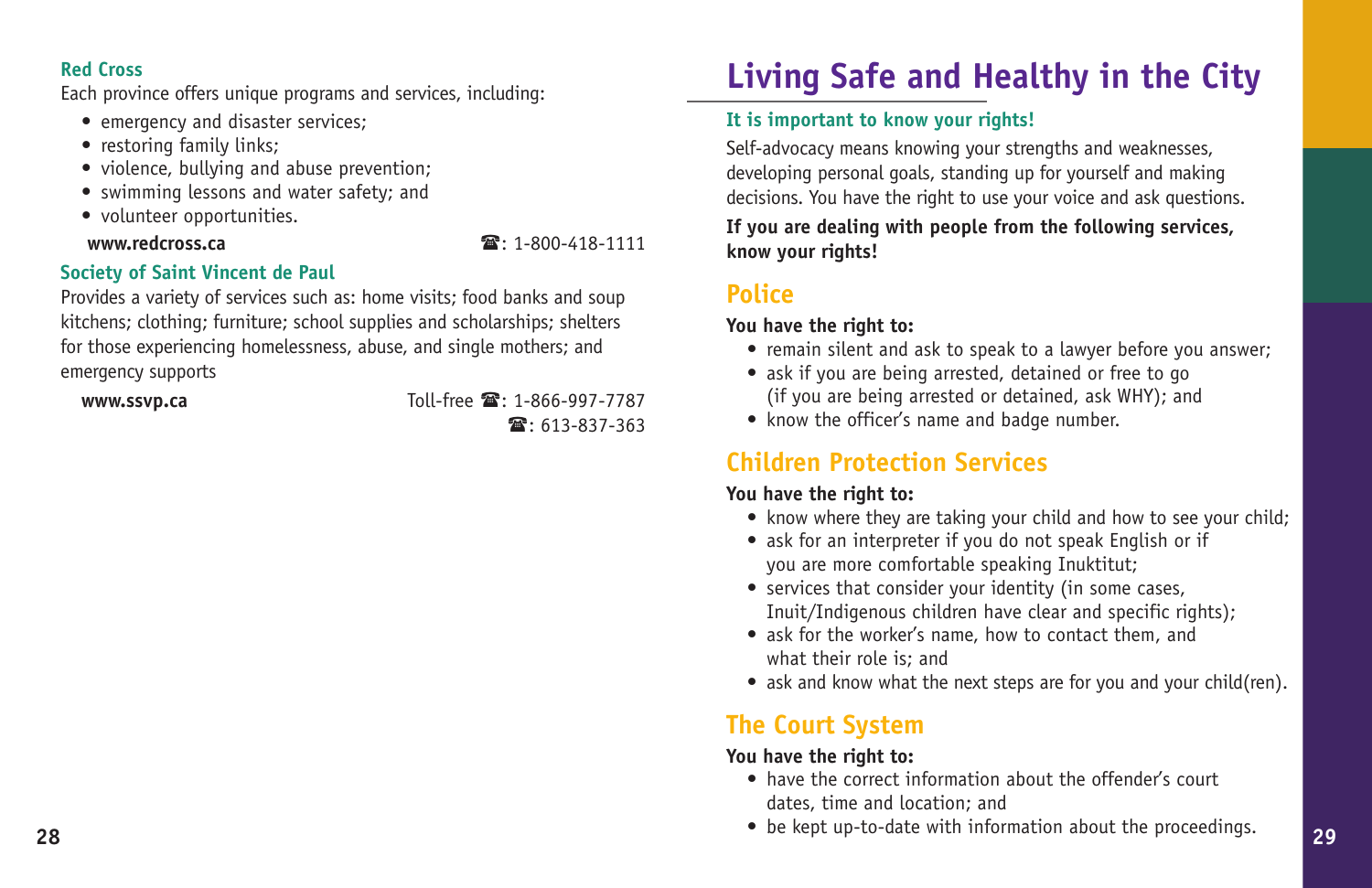### Red Cross

Each province offers unique programs and services, including:

- emergency and disaster services;
- restoring family links;
- violence, bullying and abuse prevention;
- swimming lessons and water safety; and
- volunteer opportunities.

**www.redcross.ca** ☎: 1-800-418-1111

### Society of Saint Vincent de Paul

Provides a variety of services such as: home visits; food banks and soup kitchens; clothing; furniture; school supplies and scholarships; shelters for those experiencing homelessness, abuse, and single mothers; and emergency supports

**www.ssvp.ca** Toll-free ☎: 1-866-997-7787
☎: 613-837-363

# Living Safe and Healthy in the City

### It is important to know your rights!

Self-advocacy means knowing your strengths and weaknesses, developing personal goals, standing up for yourself and making decisions. You have the right to use your voice and ask questions.

**If you are dealing with people from the following services, know your rights!**

## Police

**You have the right to:**

- remain silent and ask to speak to a lawyer before you answer;
- ask if you are being arrested, detained or free to go (if you are being arrested or detained, ask WHY); and
- know the officer's name and badge number.

## Children Protection Services

**You have the right to:**

- know where they are taking your child and how to see your child;
- ask for an interpreter if you do not speak English or if you are more comfortable speaking Inuktitut;
- services that consider your identity (in some cases, Inuit/Indigenous children have clear and specific rights);
- ask for the worker's name, how to contact them, and what their role is; and
- ask and know what the next steps are for you and your child(ren).

## The Court System

**You have the right to:**

- have the correct information about the offender's court dates, time and location; and
- be kept up-to-date with information about the proceedings.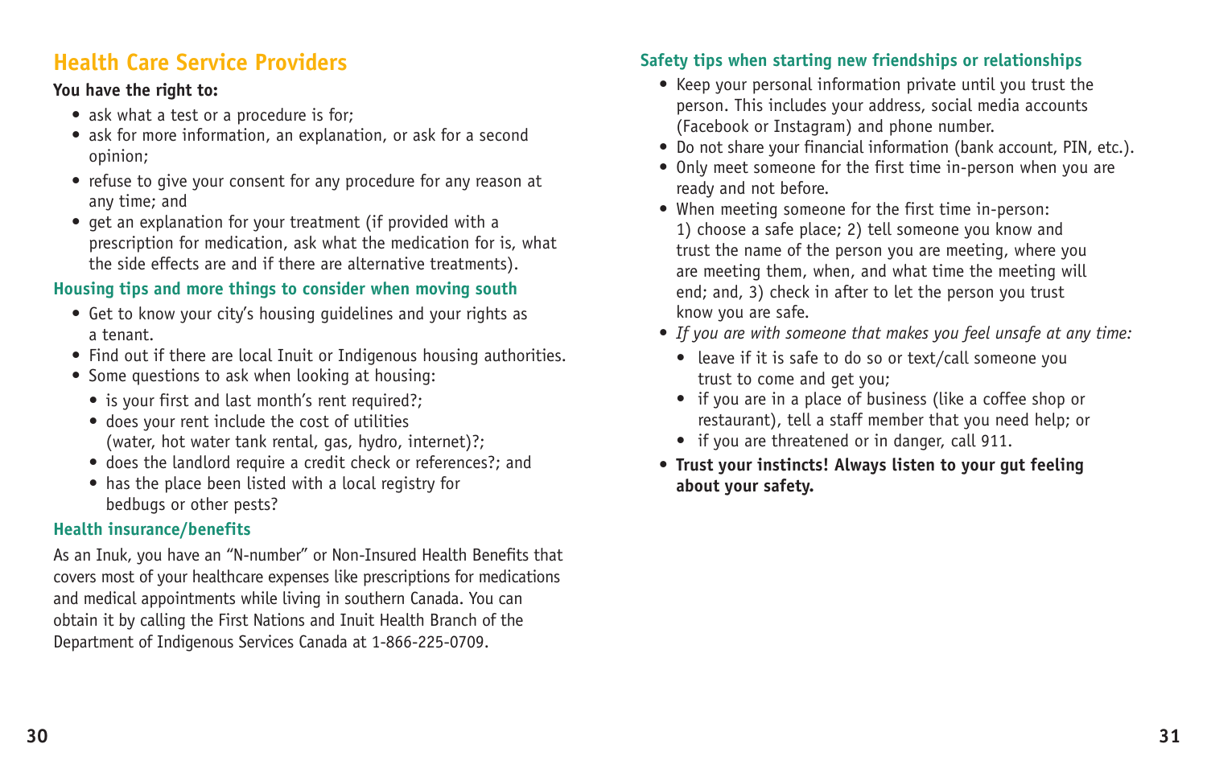## Health Care Service Providers

**You have the right to:**

- ask what a test or a procedure is for;
- ask for more information, an explanation, or ask for a second opinion;
- refuse to give your consent for any procedure for any reason at any time; and
- get an explanation for your treatment (if provided with a prescription for medication, ask what the medication for is, what the side effects are and if there are alternative treatments).

### Housing tips and more things to consider when moving south

- Get to know your city's housing guidelines and your rights as a tenant.
- Find out if there are local Inuit or Indigenous housing authorities.
- Some questions to ask when looking at housing:
  - is your first and last month's rent required?;
  - does your rent include the cost of utilities (water, hot water tank rental, gas, hydro, internet)?;
  - does the landlord require a credit check or references?; and
  - has the place been listed with a local registry for bedbugs or other pests?

### Health insurance/benefits

As an Inuk, you have an "N-number" or Non-Insured Health Benefits that covers most of your healthcare expenses like prescriptions for medications and medical appointments while living in southern Canada. You can obtain it by calling the First Nations and Inuit Health Branch of the Department of Indigenous Services Canada at 1-866-225-0709.

### Safety tips when starting new friendships or relationships

- Keep your personal information private until you trust the person. This includes your address, social media accounts (Facebook or Instagram) and phone number.
- Do not share your financial information (bank account, PIN, etc.).
- Only meet someone for the first time in-person when you are ready and not before.
- When meeting someone for the first time in-person: 1) choose a safe place; 2) tell someone you know and trust the name of the person you are meeting, where you are meeting them, when, and what time the meeting will end; and, 3) check in after to let the person you trust know you are safe.
- *If you are with someone that makes you feel unsafe at any time:*
  - leave if it is safe to do so or text/call someone you trust to come and get you;
  - if you are in a place of business (like a coffee shop or restaurant), tell a staff member that you need help; or
  - if you are threatened or in danger, call 911.
- **Trust your instincts! Always listen to your gut feeling about your safety.**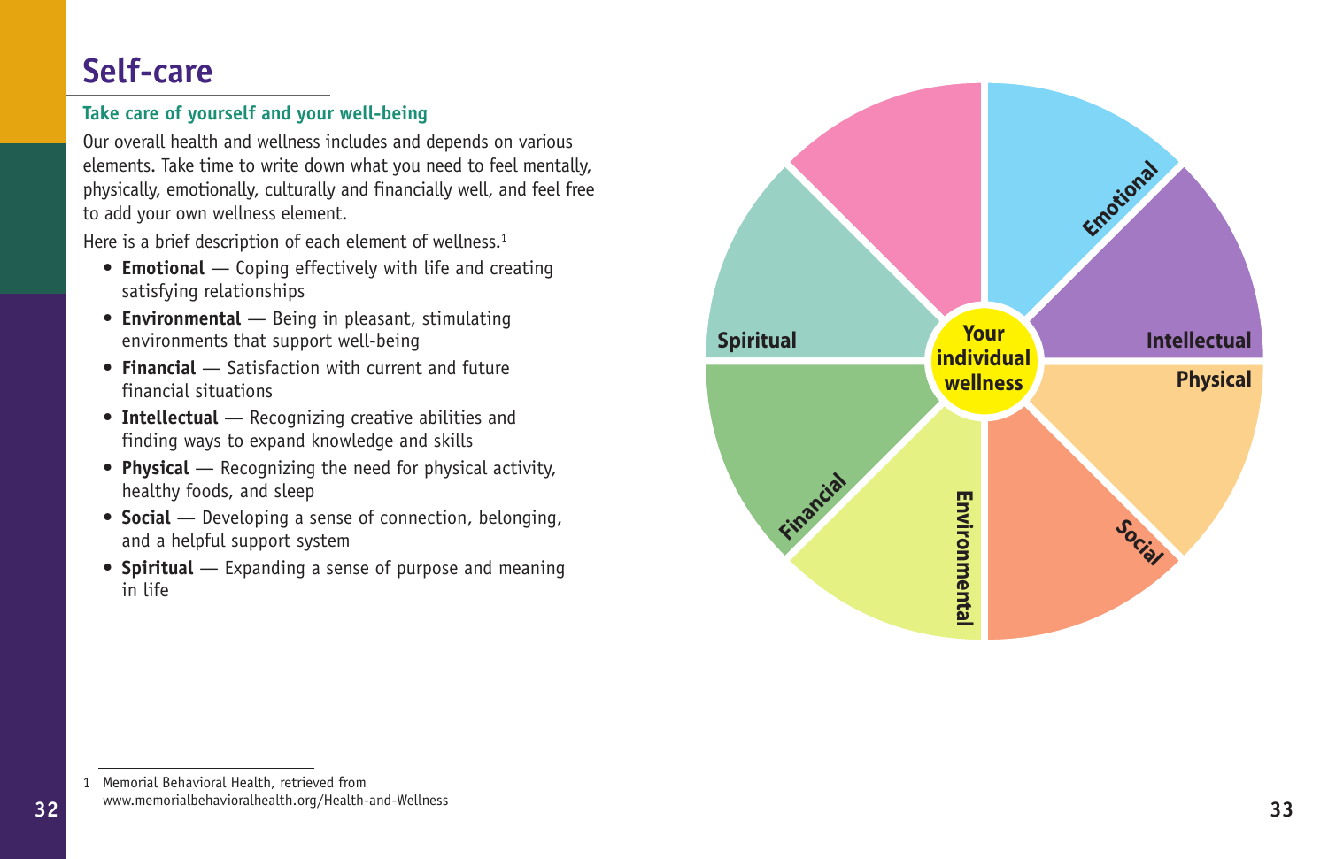# Self-care

## Take care of yourself and your well-being

Our overall health and wellness includes and depends on various elements. Take time to write down what you need to feel mentally, physically, emotionally, culturally and financially well, and feel free to add your own wellness element.

Here is a brief description of each element of wellness.[1]

- **Emotional** — Coping effectively with life and creating satisfying relationships
- **Environmental** — Being in pleasant, stimulating environments that support well-being
- **Financial** — Satisfaction with current and future financial situations
- **Intellectual** — Recognizing creative abilities and finding ways to expand knowledge and skills
- **Physical** — Recognizing the need for physical activity, healthy foods, and sleep
- **Social** — Developing a sense of connection, belonging, and a helpful support system
- **Spiritual** — Expanding a sense of purpose and meaning in life

Your individual wellness

Emotional

Intellectual

Physical

Social

Environmental

Financial

Spiritual

1 Memorial Behavioral Health, retrieved from www.memorialbehavioralhealth.org/Health-and-Wellness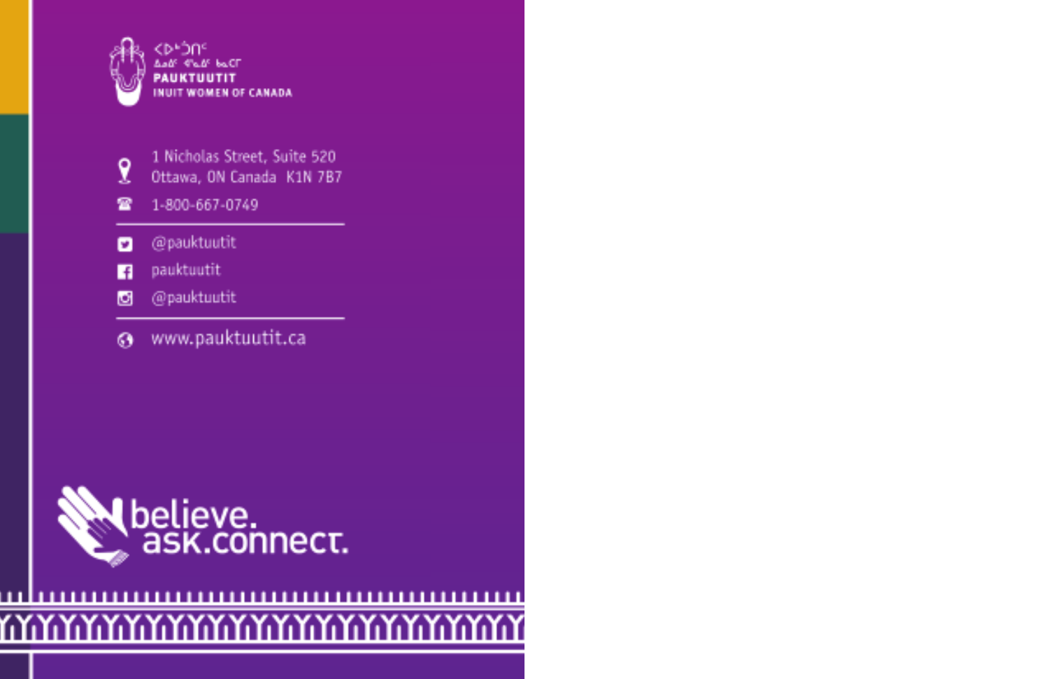ᐸᐅᒃᑐᑎᑦ
ᐃᓄᐃᑦ ᐊᕐᓇᐃᑦ ᑲᓇᑕᒥ
**PAUKTUUTIT**
**INUIT WOMEN OF CANADA**

1 Nicholas Street, Suite 520
Ottawa, ON Canada K1N 7B7

1-800-667-0749

@pauktuutit

pauktuutit

@pauktuutit

www.pauktuutit.ca

believe. ask.connect.